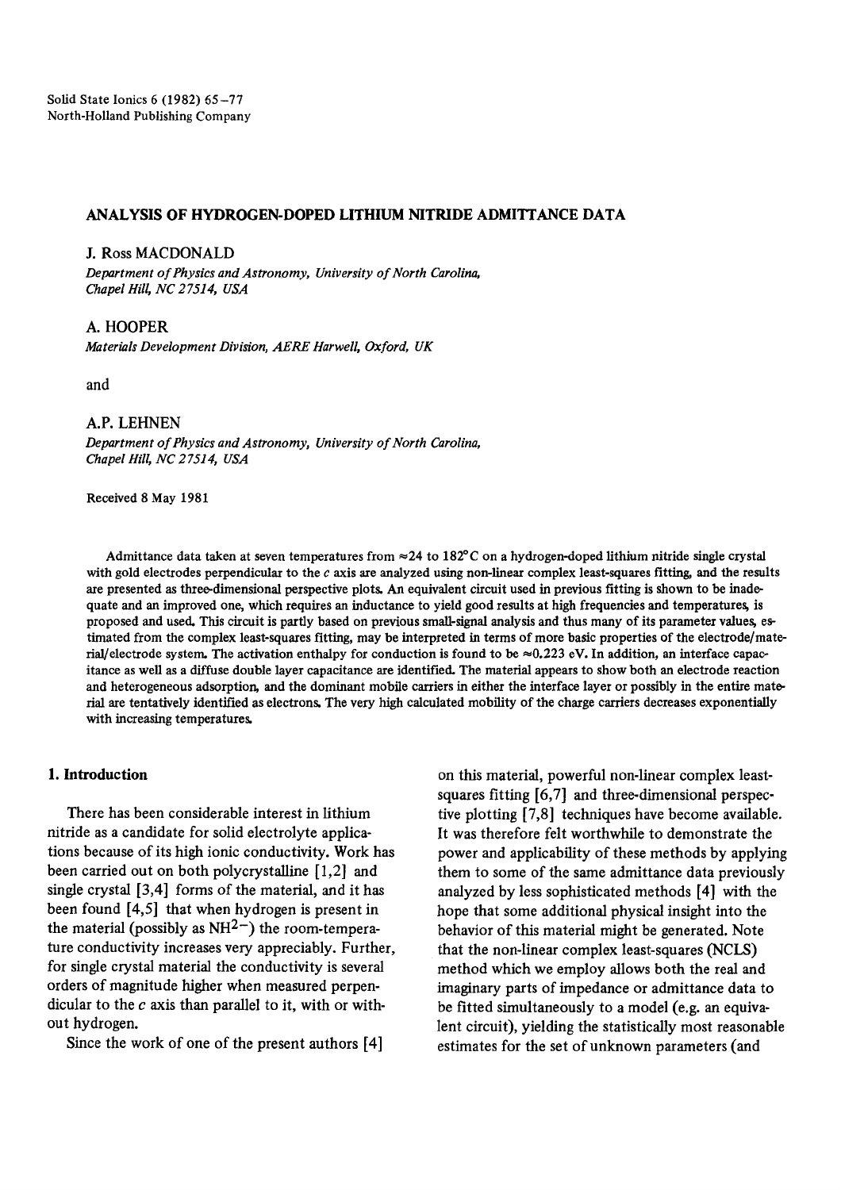Solid State Ionics 6 (1982) 65–77
North-Holland Publishing Company

# ANALYSIS OF HYDROGEN-DOPED LITHIUM NITRIDE ADMITTANCE DATA

J. Ross MACDONALD

*Department of Physics and Astronomy, University of North Carolina, Chapel Hill, NC 27514, USA*

A. HOOPER

*Materials Development Division, AERE Harwell, Oxford, UK*

and

A.P. LEHNEN

*Department of Physics and Astronomy, University of North Carolina, Chapel Hill, NC 27514, USA*

Received 8 May 1981

Admittance data taken at seven temperatures from ≈24 to 182°C on a hydrogen-doped lithium nitride single crystal with gold electrodes perpendicular to the $c$ axis are analyzed using non-linear complex least-squares fitting, and the results are presented as three-dimensional perspective plots. An equivalent circuit used in previous fitting is shown to be inadequate and an improved one, which requires an inductance to yield good results at high frequencies and temperatures, is proposed and used. This circuit is partly based on previous small-signal analysis and thus many of its parameter values, estimated from the complex least-squares fitting, may be interpreted in terms of more basic properties of the electrode/material/electrode system. The activation enthalpy for conduction is found to be ≈0.223 eV. In addition, an interface capacitance as well as a diffuse double layer capacitance are identified. The material appears to show both an electrode reaction and heterogeneous adsorption, and the dominant mobile carriers in either the interface layer or possibly in the entire material are tentatively identified as electrons. The very high calculated mobility of the charge carriers decreases exponentially with increasing temperatures.

## 1. Introduction

There has been considerable interest in lithium nitride as a candidate for solid electrolyte applications because of its high ionic conductivity. Work has been carried out on both polycrystalline [1,2] and single crystal [3,4] forms of the material, and it has been found [4,5] that when hydrogen is present in the material (possibly as $NH^{2-}$) the room-temperature conductivity increases very appreciably. Further, for single crystal material the conductivity is several orders of magnitude higher when measured perpendicular to the $c$ axis than parallel to it, with or without hydrogen.

Since the work of one of the present authors [4] on this material, powerful non-linear complex least-squares fitting [6,7] and three-dimensional perspective plotting [7,8] techniques have become available. It was therefore felt worthwhile to demonstrate the power and applicability of these methods by applying them to some of the same admittance data previously analyzed by less sophisticated methods [4] with the hope that some additional physical insight into the behavior of this material might be generated. Note that the non-linear complex least-squares (NCLS) method which we employ allows both the real and imaginary parts of impedance or admittance data to be fitted simultaneously to a model (e.g. an equivalent circuit), yielding the statistically most reasonable estimates for the set of unknown parameters (and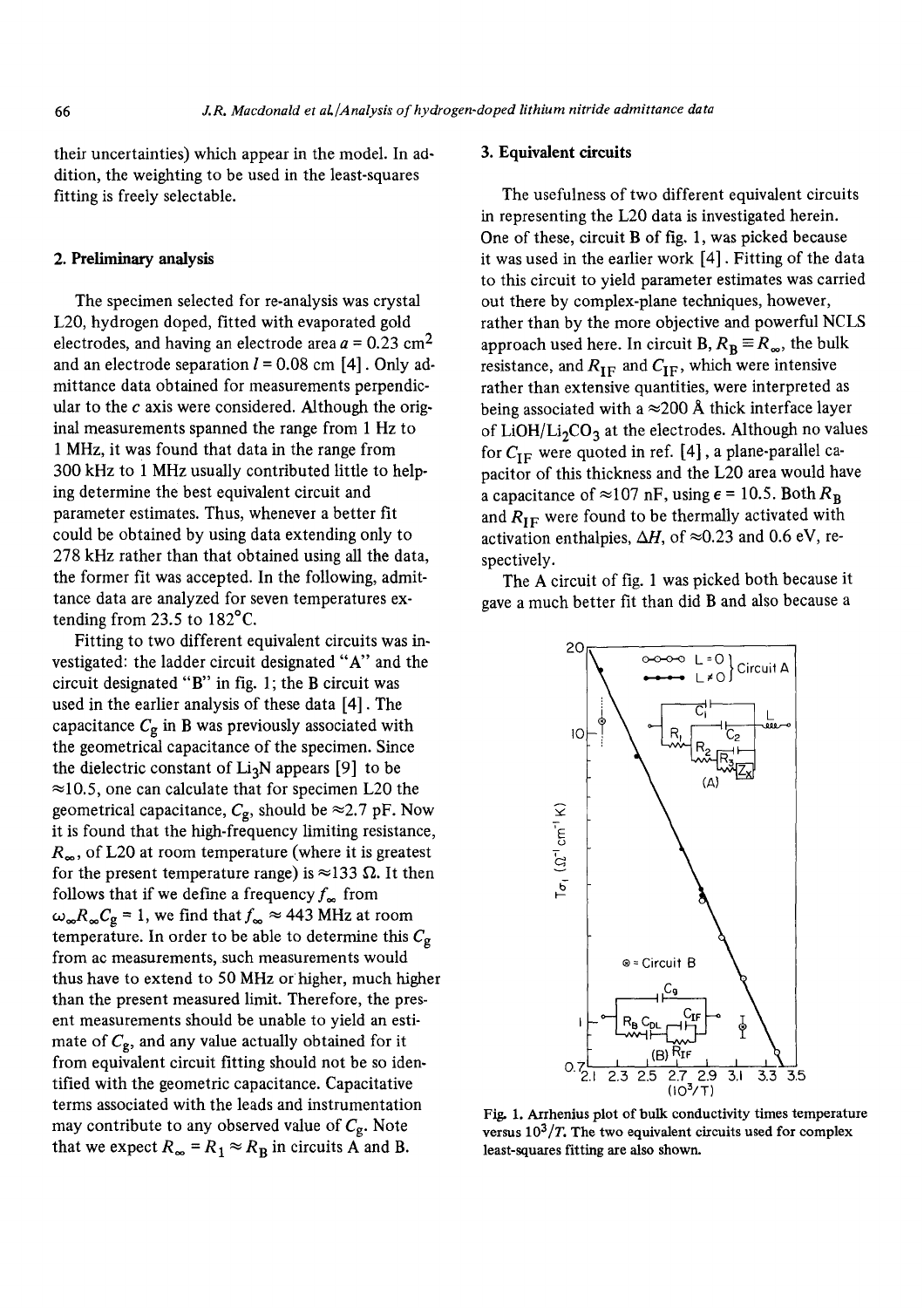their uncertainties) which appear in the model. In addition, the weighting to be used in the least-squares fitting is freely selectable.

## 2. Preliminary analysis

The specimen selected for re-analysis was crystal L20, hydrogen doped, fitted with evaporated gold electrodes, and having an electrode area $a = 0.23$ cm$^2$ and an electrode separation $l = 0.08$ cm [4]. Only admittance data obtained for measurements perpendicular to the $c$ axis were considered. Although the original measurements spanned the range from 1 Hz to 1 MHz, it was found that data in the range from 300 kHz to 1 MHz usually contributed little to helping determine the best equivalent circuit and parameter estimates. Thus, whenever a better fit could be obtained by using data extending only to 278 kHz rather than that obtained using all the data, the former fit was accepted. In the following, admittance data are analyzed for seven temperatures extending from 23.5 to 182°C.

Fitting to two different equivalent circuits was investigated: the ladder circuit designated "A" and the circuit designated "B" in fig. 1; the B circuit was used in the earlier analysis of these data [4]. The capacitance $C_g$ in B was previously associated with the geometrical capacitance of the specimen. Since the dielectric constant of $Li_3N$ appears [9] to be $\approx$10.5, one can calculate that for specimen L20 the geometrical capacitance, $C_g$, should be $\approx$2.7 pF. Now it is found that the high-frequency limiting resistance, $R_\infty$, of L20 at room temperature (where it is greatest for the present temperature range) is $\approx$133 Ω. It then follows that if we define a frequency $f_\infty$ from $\omega_\infty R_\infty C_g = 1$, we find that $f_\infty \approx 443$ MHz at room temperature. In order to be able to determine this $C_g$ from ac measurements, such measurements would thus have to extend to 50 MHz or higher, much higher than the present measured limit. Therefore, the present measurements should be unable to yield an estimate of $C_g$, and any value actually obtained for it from equivalent circuit fitting should not be so identified with the geometric capacitance. Capacitative terms associated with the leads and instrumentation may contribute to any observed value of $C_g$. Note that we expect $R_\infty = R_1 \approx R_B$ in circuits A and B.

## 3. Equivalent circuits

The usefulness of two different equivalent circuits in representing the L20 data is investigated herein. One of these, circuit B of fig. 1, was picked because it was used in the earlier work [4]. Fitting of the data to this circuit to yield parameter estimates was carried out there by complex-plane techniques, however, rather than by the more objective and powerful NCLS approach used here. In circuit B, $R_B \equiv R_\infty$, the bulk resistance, and $R_{IF}$ and $C_{IF}$, which were intensive rather than extensive quantities, were interpreted as being associated with a $\approx$200 Å thick interface layer of $LiOH/Li_2CO_3$ at the electrodes. Although no values for $C_{IF}$ were quoted in ref. [4], a plane-parallel capacitor of this thickness and the L20 area would have a capacitance of $\approx$107 nF, using $\epsilon = 10.5$. Both $R_B$ and $R_{IF}$ were found to be thermally activated with activation enthalpies, $\Delta H$, of $\approx$0.23 and 0.6 eV, respectively.

The A circuit of fig. 1 was picked both because it gave a much better fit than did B and also because a

Fig. 1. Arrhenius plot of bulk conductivity times temperature versus $10^3/T$. The two equivalent circuits used for complex least-squares fitting are also shown.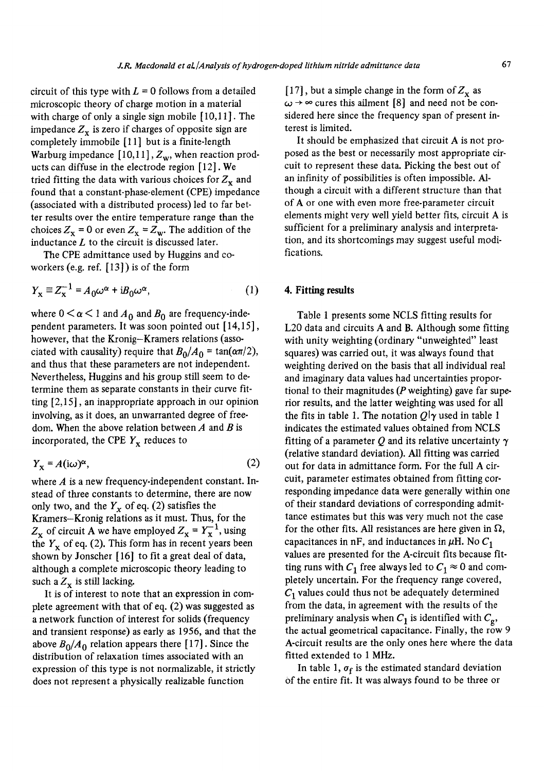circuit of this type with $L = 0$ follows from a detailed microscopic theory of charge motion in a material with charge of only a single sign mobile [10,11]. The impedance $Z_x$ is zero if charges of opposite sign are completely immobile [11] but is a finite-length Warburg impedance [10,11], $Z_w$, when reaction products can diffuse in the electrode region [12]. We tried fitting the data with various choices for $Z_x$ and found that a constant-phase-element (CPE) impedance (associated with a distributed process) led to far better results over the entire temperature range than the choices $Z_x = 0$ or even $Z_x = Z_w$. The addition of the inductance $L$ to the circuit is discussed later.

The CPE admittance used by Huggins and coworkers (e.g. ref. [13]) is of the form

$$Y_x \equiv Z_x^{-1} = A_0\omega^\alpha + iB_0\omega^\alpha, \tag{1}$$

where $0 < \alpha < 1$ and $A_0$ and $B_0$ are frequency-independent parameters. It was soon pointed out [14,15], however, that the Kronig–Kramers relations (associated with causality) require that $B_0/A_0 = \tan(\alpha\pi/2)$, and thus that these parameters are not independent. Nevertheless, Huggins and his group still seem to determine them as separate constants in their curve fitting [2,15], an inappropriate approach in our opinion involving, as it does, an unwarranted degree of freedom. When the above relation between $A$ and $B$ is incorporated, the CPE $Y_x$ reduces to

$$Y_x = A(i\omega)^\alpha, \tag{2}$$

where $A$ is a new frequency-independent constant. Instead of three constants to determine, there are now only two, and the $Y_x$ of eq. (2) satisfies the Kramers–Kronig relations as it must. Thus, for the $Z_x$ of circuit A we have employed $Z_x = Y_x^{-1}$, using the $Y_x$ of eq. (2). This form has in recent years been shown by Jonscher [16] to fit a great deal of data, although a complete microscopic theory leading to such a $Z_x$ is still lacking.

It is of interest to note that an expression in complete agreement with that of eq. (2) was suggested as a network function of interest for solids (frequency and transient response) as early as 1956, and that the above $B_0/A_0$ relation appears there [17]. Since the distribution of relaxation times associated with an expression of this type is not normalizable, it strictly does not represent a physically realizable function [17], but a simple change in the form of $Z_x$ as $\omega \to \infty$ cures this ailment [8] and need not be considered here since the frequency span of present interest is limited.

It should be emphasized that circuit A is not proposed as the best or necessarily most appropriate circuit to represent these data. Picking the best out of an infinity of possibilities is often impossible. Although a circuit with a different structure than that of A or one with even more free-parameter circuit elements might very well yield better fits, circuit A is sufficient for a preliminary analysis and interpretation, and its shortcomings may suggest useful modifications.

## 4. Fitting results

Table 1 presents some NCLS fitting results for L20 data and circuits A and B. Although some fitting with unity weighting (ordinary "unweighted" least squares) was carried out, it was always found that weighting derived on the basis that all individual real and imaginary data values had uncertainties proportional to their magnitudes ($P$ weighting) gave far superior results, and the latter weighting was used for all the fits in table 1. The notation $Q|\gamma$ used in table 1 indicates the estimated values obtained from NCLS fitting of a parameter $Q$ and its relative uncertainty $\gamma$ (relative standard deviation). All fitting was carried out for data in admittance form. For the full A circuit, parameter estimates obtained from fitting corresponding impedance data were generally within one of their standard deviations of corresponding admittance estimates but this was very much not the case for the other fits. All resistances are here given in Ω, capacitances in nF, and inductances in μH. No $C_1$ values are presented for the A-circuit fits because fitting runs with $C_1$ free always led to $C_1 \approx 0$ and completely uncertain. For the frequency range covered, $C_1$ values could thus not be adequately determined from the data, in agreement with the results of the preliminary analysis when $C_1$ is identified with $C_g$, the actual geometrical capacitance. Finally, the row 9 A-circuit results are the only ones here where the data fitted extended to 1 MHz.

In table 1, $\sigma_f$ is the estimated standard deviation of the entire fit. It was always found to be three or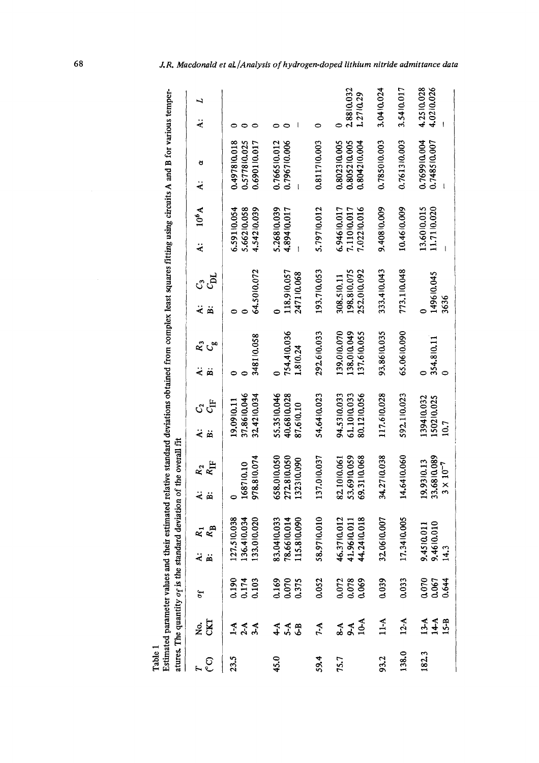Table 1

Estimated parameter values and their estimated relative standard deviations obtained from complex least squares fitting using circuits A and B for various temperatures. The quantity $\sigma_f$ is the standard deviation of the overall fit

| $T$ (°C) | No. CKT | $\sigma_f$ | A: $R_1$ B: $R_B$ | A: $R_2$ B: $R_{IF}$ | A: $C_2$ B: $C_{IF}$ | A: $R_3$ B: $C_g$ | A: $C_3$ B: $C_{DL}$ | A: $10^6 A$ | A: $\alpha$ | A: $L$ |
|---|---|---|---|---|---|---|---|---|---|---|
| 23.5 | 1-A | 0.190 | 127.5\|0.038 | 0 | 19.09\|0.11 | 0 | 0 | 6.591\|0.054 | 0.4978\|0.018 | 0 |
| | 2-A | 0.174 | 136.4\|0.034 | 1687\|0.10 | 37.86\|0.046 | 0 | 0 | 5.662\|0.058 | 0.5778\|0.025 | 0 |
| | 3-A | 0.103 | 133.0\|0.020 | 978.8\|0.074 | 32.42\|0.034 | 3481\|0.058 | 64.50\|0.072 | 4.542\|0.039 | 0.6901\|0.017 | 0 |
| 45.0 | 4-A | 0.169 | 83.04\|0.033 | 658.0\|0.050 | 55.35\|0.046 | 0 | 0 | 5.268\|0.039 | 0.7665\|0.012 | 0 |
| | 5-A | 0.070 | 78.66\|0.014 | 272.8\|0.050 | 40.68\|0.028 | 754.4\|0.036 | 118.9\|0.057 | 4.894\|0.017 | 0.7967\|0.006 | 0 |
| | 6-B | 0.375 | 115.8\|0.090 | 1323\|0.090 | 87.6\|0.10 | 1.8\|0.24 | 2471\|0.068 | – | – | – |
| 59.4 | 7-A | 0.052 | 58.97\|0.010 | 137.0\|0.037 | 54.64\|0.023 | 292.6\|0.033 | 193.7\|0.053 | 5.797\|0.012 | 0.8117\|0.003 | 0 |
| 75.7 | 8-A | 0.072 | 46.37\|0.012 | 82.10\|0.061 | 94.53\|0.033 | 139.0\|0.070 | 308.5\|0.11 | 6.946\|0.017 | 0.8023\|0.005 | 0 |
| | 9-A | 0.078 | 41.96\|0.011 | 53.69\|0.059 | 61.10\|0.033 | 138.0\|0.049 | 198.8\|0.075 | 7.110\|0.017 | 0.8052\|0.005 | 2.88\|0.032 |
| | 10-A | 0.069 | 44.24\|0.018 | 69.31\|0.068 | 80.12\|0.056 | 137.6\|0.055 | 252.0\|0.092 | 7.022\|0.016 | 0.8042\|0.004 | 1.27\|0.29 |
| 93.2 | 11-A | 0.039 | 32.06\|0.007 | 34.27\|0.038 | 117.6\|0.028 | 93.86\|0.035 | 333.4\|0.043 | 9.408\|0.009 | 0.7850\|0.003 | 3.04\|0.024 |
| 138.0 | 12-A | 0.033 | 17.34\|0.005 | 14.64\|0.060 | 592.1\|0.023 | 65.06\|0.090 | 773.1\|0.048 | 10.46\|0.009 | 0.7613\|0.003 | 3.54\|0.017 |
| 182.3 | 13-A | 0.070 | 9.45\|0.011 | 19.93\|0.13 | 1394\|0.032 | 0 | 0 | 13.60\|0.015 | 0.7699\|0.004 | 4.25\|0.028 |
| | 14-A | 0.067 | 9.46\|0.010 | 33.68\|0.089 | 1502\|0.025 | 354.8\|0.11 | 1496\|0.045 | 11.71\|0.020 | 0.7485\|0.007 | 4.02\|0.026 |
| | 15-B | 0.644 | 14.3 | $3 \times 10^{-7}$ | 10.7 | 0 | 3636 | – | – | – |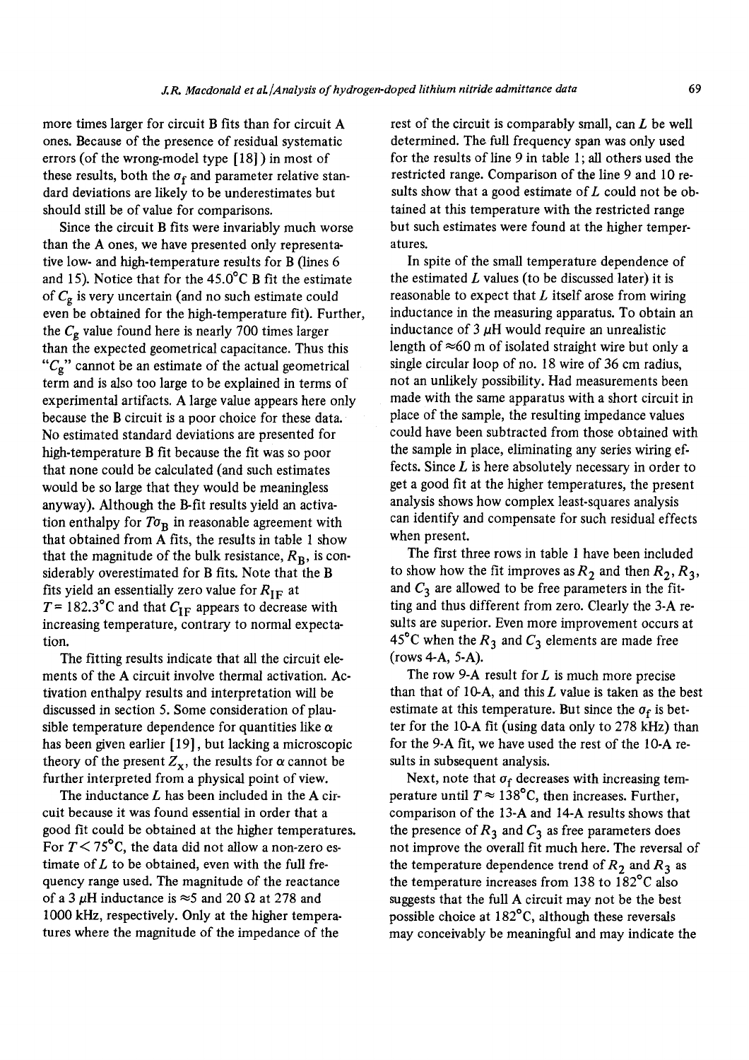more times larger for circuit B fits than for circuit A ones. Because of the presence of residual systematic errors (of the wrong-model type [18]) in most of these results, both the $\sigma_f$ and parameter relative standard deviations are likely to be underestimates but should still be of value for comparisons.

Since the circuit B fits were invariably much worse than the A ones, we have presented only representative low- and high-temperature results for B (lines 6 and 15). Notice that for the 45.0°C B fit the estimate of $C_g$ is very uncertain (and no such estimate could even be obtained for the high-temperature fit). Further, the $C_g$ value found here is nearly 700 times larger than the expected geometrical capacitance. Thus this "$C_g$" cannot be an estimate of the actual geometrical term and is also too large to be explained in terms of experimental artifacts. A large value appears here only because the B circuit is a poor choice for these data. No estimated standard deviations are presented for high-temperature B fit because the fit was so poor that none could be calculated (and such estimates would be so large that they would be meaningless anyway). Although the B-fit results yield an activation enthalpy for $T\sigma_B$ in reasonable agreement with that obtained from A fits, the results in table 1 show that the magnitude of the bulk resistance, $R_B$, is considerably overestimated for B fits. Note that the B fits yield an essentially zero value for $R_{IF}$ at $T = 182.3$°C and that $C_{IF}$ appears to decrease with increasing temperature, contrary to normal expectation.

The fitting results indicate that all the circuit elements of the A circuit involve thermal activation. Activation enthalpy results and interpretation will be discussed in section 5. Some consideration of plausible temperature dependence for quantities like $\alpha$ has been given earlier [19], but lacking a microscopic theory of the present $Z_x$, the results for $\alpha$ cannot be further interpreted from a physical point of view.

The inductance $L$ has been included in the A circuit because it was found essential in order that a good fit could be obtained at the higher temperatures. For $T < 75$°C, the data did not allow a non-zero estimate of $L$ to be obtained, even with the full frequency range used. The magnitude of the reactance of a 3 $\mu$H inductance is ≈5 and 20 Ω at 278 and 1000 kHz, respectively. Only at the higher temperatures where the magnitude of the impedance of the rest of the circuit is comparably small, can $L$ be well determined. The full frequency span was only used for the results of line 9 in table 1; all others used the restricted range. Comparison of the line 9 and 10 results show that a good estimate of $L$ could not be obtained at this temperature with the restricted range but such estimates were found at the higher temperatures.

In spite of the small temperature dependence of the estimated $L$ values (to be discussed later) it is reasonable to expect that $L$ itself arose from wiring inductance in the measuring apparatus. To obtain an inductance of 3 $\mu$H would require an unrealistic length of ≈60 m of isolated straight wire but only a single circular loop of no. 18 wire of 36 cm radius, not an unlikely possibility. Had measurements been made with the same apparatus with a short circuit in place of the sample, the resulting impedance values could have been subtracted from those obtained with the sample in place, eliminating any series wiring effects. Since $L$ is here absolutely necessary in order to get a good fit at the higher temperatures, the present analysis shows how complex least-squares analysis can identify and compensate for such residual effects when present.

The first three rows in table 1 have been included to show how the fit improves as $R_2$ and then $R_2$, $R_3$, and $C_3$ are allowed to be free parameters in the fitting and thus different from zero. Clearly the 3-A results are superior. Even more improvement occurs at 45°C when the $R_3$ and $C_3$ elements are made free (rows 4-A, 5-A).

The row 9-A result for $L$ is much more precise than that of 10-A, and this $L$ value is taken as the best estimate at this temperature. But since the $\sigma_f$ is better for the 10-A fit (using data only to 278 kHz) than for the 9-A fit, we have used the rest of the 10-A results in subsequent analysis.

Next, note that $\sigma_f$ decreases with increasing temperature until $T \approx 138$°C, then increases. Further, comparison of the 13-A and 14-A results shows that the presence of $R_3$ and $C_3$ as free parameters does not improve the overall fit much here. The reversal of the temperature dependence trend of $R_2$ and $R_3$ as the temperature increases from 138 to 182°C also suggests that the full A circuit may not be the best possible choice at 182°C, although these reversals may conceivably be meaningful and may indicate the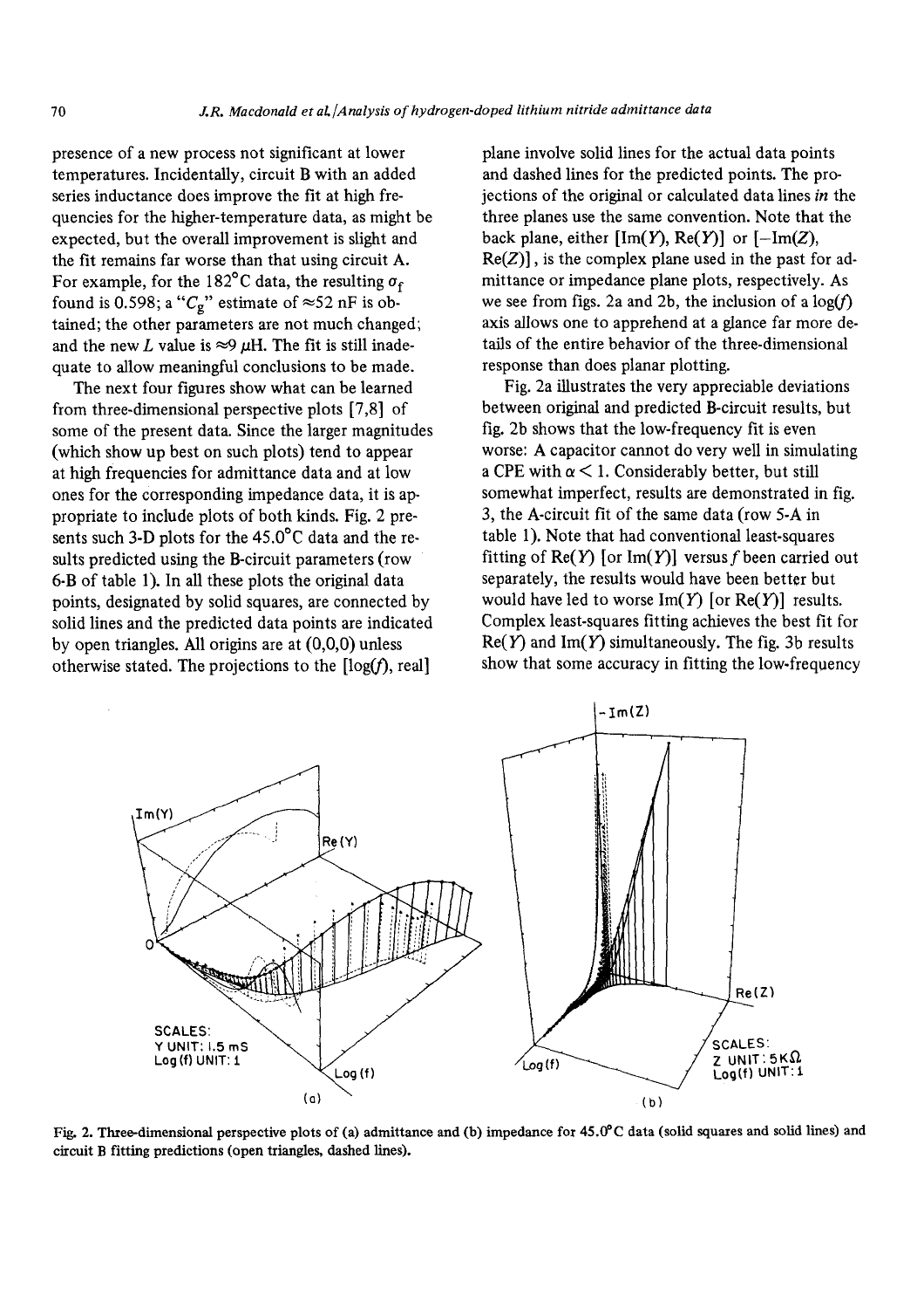presence of a new process not significant at lower temperatures. Incidentally, circuit B with an added series inductance does improve the fit at high frequencies for the higher-temperature data, as might be expected, but the overall improvement is slight and the fit remains far worse than that using circuit A. For example, for the 182°C data, the resulting $\sigma_f$ found is 0.598; a "$C_g$" estimate of ≈52 nF is obtained; the other parameters are not much changed; and the new $L$ value is ≈9 μH. The fit is still inadequate to allow meaningful conclusions to be made.

The next four figures show what can be learned from three-dimensional perspective plots [7,8] of some of the present data. Since the larger magnitudes (which show up best on such plots) tend to appear at high frequencies for admittance data and at low ones for the corresponding impedance data, it is appropriate to include plots of both kinds. Fig. 2 presents such 3-D plots for the 45.0°C data and the results predicted using the B-circuit parameters (row 6-B of table 1). In all these plots the original data points, designated by solid squares, are connected by solid lines and the predicted data points are indicated by open triangles. All origins are at (0,0,0) unless otherwise stated. The projections to the [log($f$), real] plane involve solid lines for the actual data points and dashed lines for the predicted points. The projections of the original or calculated data lines *in* the three planes use the same convention. Note that the back plane, either [Im($Y$), Re($Y$)] or [−Im($Z$), Re($Z$)], is the complex plane used in the past for admittance or impedance plane plots, respectively. As we see from figs. 2a and 2b, the inclusion of a log($f$) axis allows one to apprehend at a glance far more details of the entire behavior of the three-dimensional response than does planar plotting.

Fig. 2a illustrates the very appreciable deviations between original and predicted B-circuit results, but fig. 2b shows that the low-frequency fit is even worse: A capacitor cannot do very well in simulating a CPE with $\alpha < 1$. Considerably better, but still somewhat imperfect, results are demonstrated in fig. 3, the A-circuit fit of the same data (row 5-A in table 1). Note that had conventional least-squares fitting of Re($Y$) [or Im($Y$)] versus $f$ been carried out separately, the results would have been better but would have led to worse Im($Y$) [or Re($Y$)] results. Complex least-squares fitting achieves the best fit for Re($Y$) and Im($Y$) simultaneously. The fig. 3b results show that some accuracy in fitting the low-frequency

Fig. 2. Three-dimensional perspective plots of (a) admittance and (b) impedance for 45.0°C data (solid squares and solid lines) and circuit B fitting predictions (open triangles, dashed lines).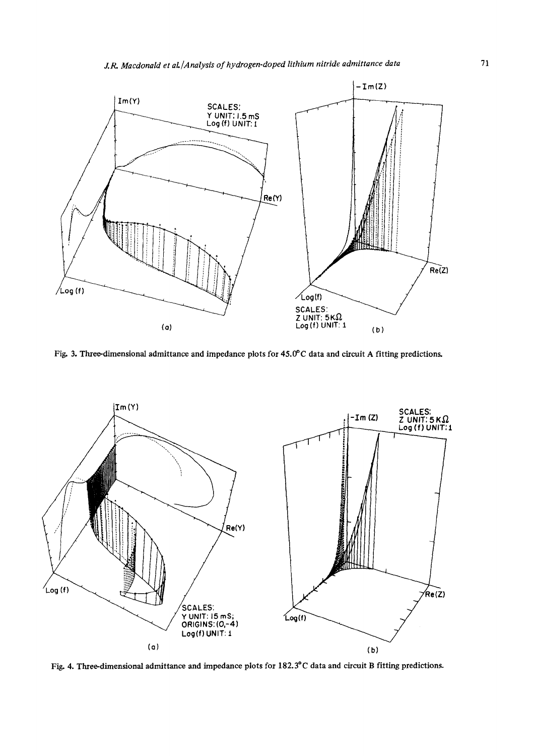Fig. 3. Three-dimensional admittance and impedance plots for 45.0°C data and circuit A fitting predictions.

Fig. 4. Three-dimensional admittance and impedance plots for 182.3°C data and circuit B fitting predictions.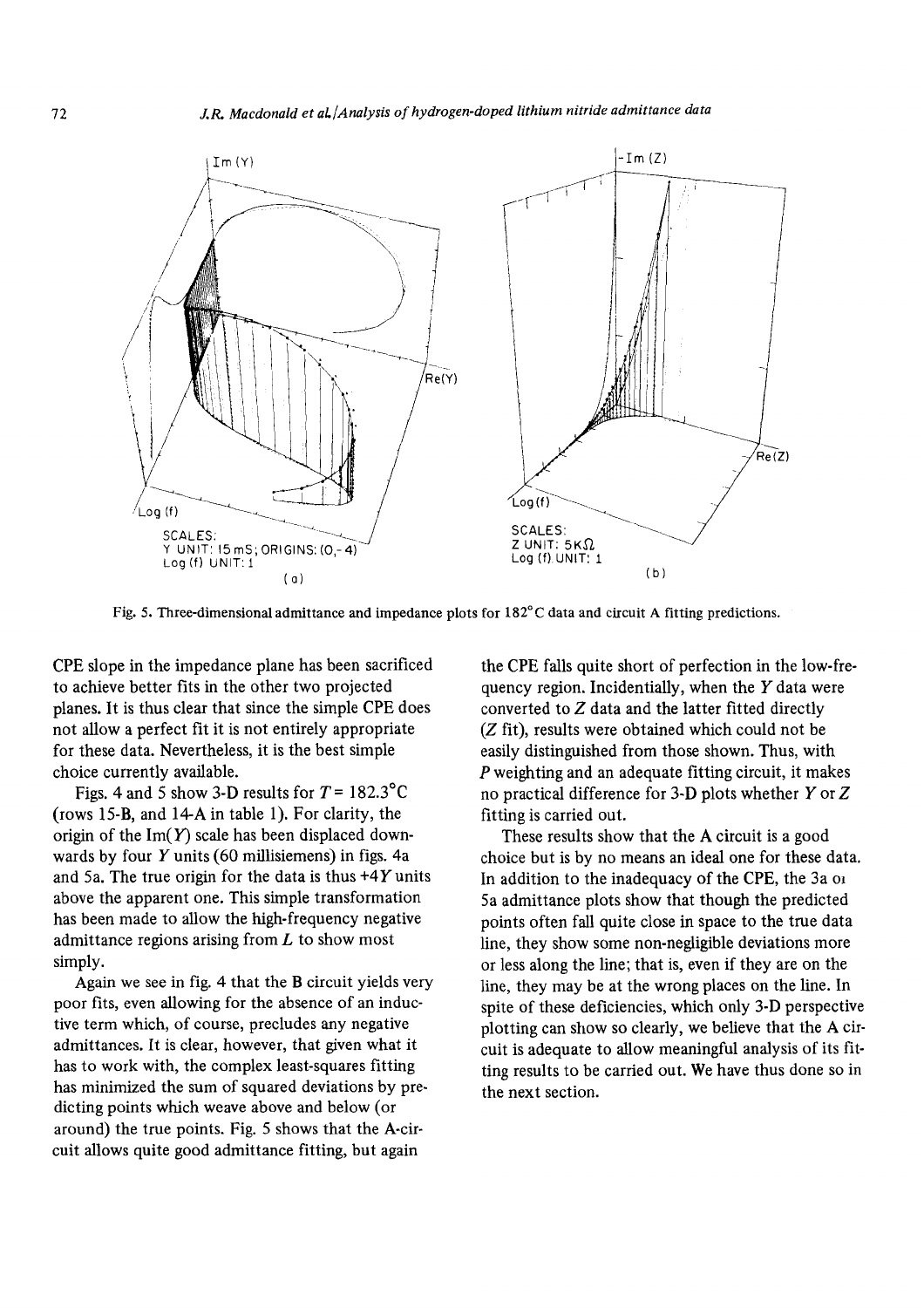Fig. 5. Three-dimensional admittance and impedance plots for 182°C data and circuit A fitting predictions.

CPE slope in the impedance plane has been sacrificed to achieve better fits in the other two projected planes. It is thus clear that since the simple CPE does not allow a perfect fit it is not entirely appropriate for these data. Nevertheless, it is the best simple choice currently available.

Figs. 4 and 5 show 3-D results for $T = 182.3°C$ (rows 15-B, and 14-A in table 1). For clarity, the origin of the Im($Y$) scale has been displaced downwards by four $Y$ units (60 millisiemens) in figs. 4a and 5a. The true origin for the data is thus $+4Y$ units above the apparent one. This simple transformation has been made to allow the high-frequency negative admittance regions arising from $L$ to show most simply.

Again we see in fig. 4 that the B circuit yields very poor fits, even allowing for the absence of an inductive term which, of course, precludes any negative admittances. It is clear, however, that given what it has to work with, the complex least-squares fitting has minimized the sum of squared deviations by predicting points which weave above and below (or around) the true points. Fig. 5 shows that the A-circuit allows quite good admittance fitting, but again the CPE falls quite short of perfection in the low-frequency region. Incidentially, when the $Y$ data were converted to $Z$ data and the latter fitted directly ($Z$ fit), results were obtained which could not be easily distinguished from those shown. Thus, with $P$ weighting and an adequate fitting circuit, it makes no practical difference for 3-D plots whether $Y$ or $Z$ fitting is carried out.

These results show that the A circuit is a good choice but is by no means an ideal one for these data. In addition to the inadequacy of the CPE, the 3a or 5a admittance plots show that though the predicted points often fall quite close in space to the true data line, they show some non-negligible deviations more or less along the line; that is, even if they are on the line, they may be at the wrong places on the line. In spite of these deficiencies, which only 3-D perspective plotting can show so clearly, we believe that the A circuit is adequate to allow meaningful analysis of its fitting results to be carried out. We have thus done so in the next section.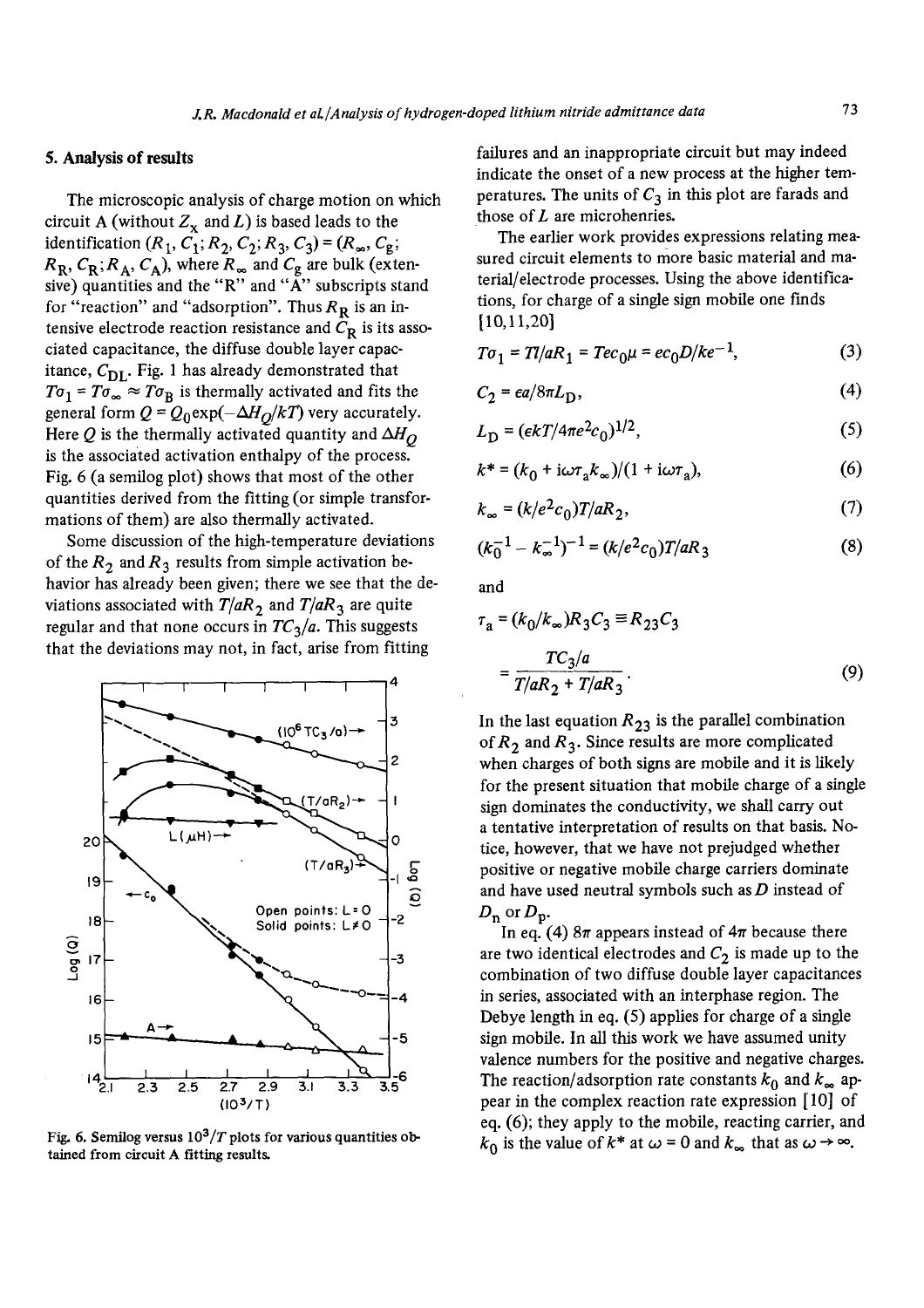## 5. Analysis of results

The microscopic analysis of charge motion on which circuit A (without $Z_X$ and $L$) is based leads to the identification $(R_1, C_1; R_2, C_2; R_3, C_3) = (R_\infty, C_g; R_R, C_R; R_A, C_A)$, where $R_\infty$ and $C_g$ are bulk (extensive) quantities and the "R" and "A" subscripts stand for "reaction" and "adsorption". Thus $R_R$ is an intensive electrode reaction resistance and $C_R$ is its associated capacitance, the diffuse double layer capacitance, $C_{DL}$. Fig. 1 has already demonstrated that $T\sigma_1 = T\sigma_\infty \approx T\sigma_B$ is thermally activated and fits the general form $Q = Q_0 \exp(-\Delta H_Q/kT)$ very accurately. Here $Q$ is the thermally activated quantity and $\Delta H_Q$ is the associated activation enthalpy of the process. Fig. 6 (a semilog plot) shows that most of the other quantities derived from the fitting (or simple transformations of them) are also thermally activated.

Some discussion of the high-temperature deviations of the $R_2$ and $R_3$ results from simple activation behavior has already been given; there we see that the deviations associated with $T/aR_2$ and $T/aR_3$ are quite regular and that none occurs in $TC_3/a$. This suggests that the deviations may not, in fact, arise from fitting failures and an inappropriate circuit but may indeed indicate the onset of a new process at the higher temperatures. The units of $C_3$ in this plot are farads and those of $L$ are microhenries.

Fig. 6. Semilog versus $10^3/T$ plots for various quantities obtained from circuit A fitting results.

The earlier work provides expressions relating measured circuit elements to more basic material and material/electrode processes. Using the above identifications, for charge of a single sign mobile one finds [10,11,20]

$$T\sigma_1 = Tl/aR_1 = Tec_0\mu = ec_0D/ke^{-1}, \tag{3}$$

$$C_2 = \epsilon a/8\pi L_D, \tag{4}$$

$$L_D = (\epsilon kT/4\pi e^2 c_0)^{1/2}, \tag{5}$$

$$k^* = (k_0 + i\omega\tau_a k_\infty)/(1 + i\omega\tau_a), \tag{6}$$

$$k_\infty = (k/e^2 c_0)T/aR_2, \tag{7}$$

$$(k_0^{-1} - k_\infty^{-1})^{-1} = (k/e^2 c_0)T/aR_3 \tag{8}$$

and

$$\tau_a = (k_0/k_\infty)R_3C_3 \equiv R_{23}C_3 = \frac{TC_3/a}{T/aR_2 + T/aR_3}. \tag{9}$$

In the last equation $R_{23}$ is the parallel combination of $R_2$ and $R_3$. Since results are more complicated when charges of both signs are mobile and it is likely for the present situation that mobile charge of a single sign dominates the conductivity, we shall carry out a tentative interpretation of results on that basis. Notice, however, that we have not prejudged whether positive or negative mobile charge carriers dominate and have used neutral symbols such as $D$ instead of $D_n$ or $D_p$.

In eq. (4) $8\pi$ appears instead of $4\pi$ because there are two identical electrodes and $C_2$ is made up to the combination of two diffuse double layer capacitances in series, associated with an interphase region. The Debye length in eq. (5) applies for charge of a single sign mobile. In all this work we have assumed unity valence numbers for the positive and negative charges. The reaction/adsorption rate constants $k_0$ and $k_\infty$ appear in the complex reaction rate expression [10] of eq. (6); they apply to the mobile, reacting carrier, and $k_0$ is the value of $k^*$ at $\omega = 0$ and $k_\infty$ that as $\omega \to \infty$.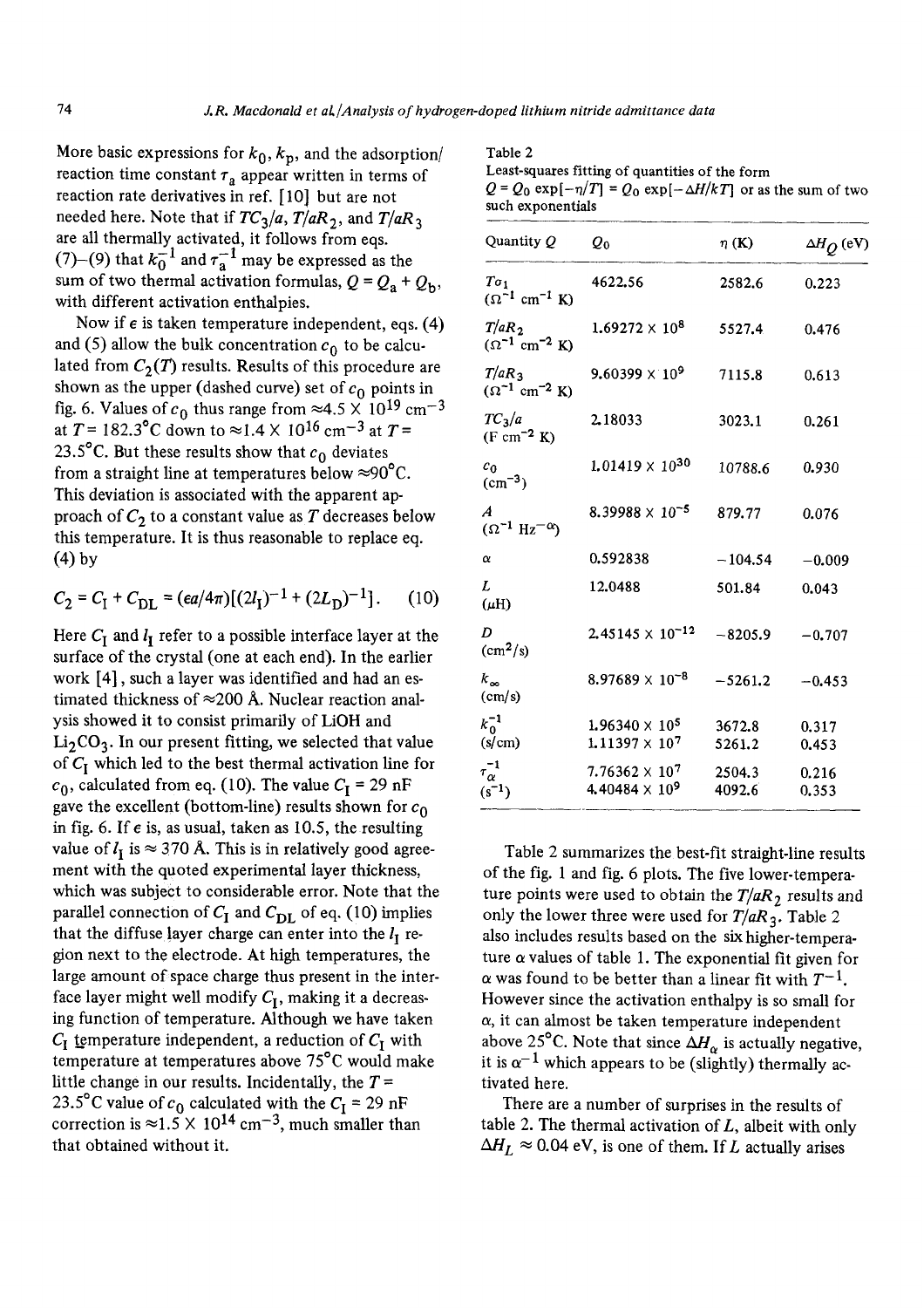More basic expressions for $k_0$, $k_p$, and the adsorption/reaction time constant $\tau_a$ appear written in terms of reaction rate derivatives in ref. [10] but are not needed here. Note that if $TC_3/a$, $T/aR_2$, and $T/aR_3$ are all thermally activated, it follows from eqs. (7)–(9) that $k_0^{-1}$ and $\tau_a^{-1}$ may be expressed as the sum of two thermal activation formulas, $Q = Q_a + Q_b$, with different activation enthalpies.

Now if $\epsilon$ is taken temperature independent, eqs. (4) and (5) allow the bulk concentration $c_0$ to be calculated from $C_2(T)$ results. Results of this procedure are shown as the upper (dashed curve) set of $c_0$ points in fig. 6. Values of $c_0$ thus range from $\approx 4.5 \times 10^{19}$ cm$^{-3}$ at $T = 182.3$°C down to $\approx 1.4 \times 10^{16}$ cm$^{-3}$ at $T = 23.5$°C. But these results show that $c_0$ deviates from a straight line at temperatures below $\approx 90$°C. This deviation is associated with the apparent approach of $C_2$ to a constant value as $T$ decreases below this temperature. It is thus reasonable to replace eq. (4) by

$$C_2 = C_I + C_{DL} = (\epsilon a/4\pi)[(2l_I)^{-1} + (2L_D)^{-1}]. \quad (10)$$

Here $C_I$ and $l_I$ refer to a possible interface layer at the surface of the crystal (one at each end). In the earlier work [4], such a layer was identified and had an estimated thickness of $\approx 200$ Å. Nuclear reaction analysis showed it to consist primarily of LiOH and $Li_2CO_3$. In our present fitting, we selected that value of $C_I$ which led to the best thermal activation line for $c_0$, calculated from eq. (10). The value $C_I = 29$ nF gave the excellent (bottom-line) results shown for $c_0$ in fig. 6. If $\epsilon$ is, as usual, taken as 10.5, the resulting value of $l_I$ is $\approx 370$ Å. This is in relatively good agreement with the quoted experimental layer thickness, which was subject to considerable error. Note that the parallel connection of $C_I$ and $C_{DL}$ of eq. (10) implies that the diffuse layer charge can enter into the $l_I$ region next to the electrode. At high temperatures, the large amount of space charge thus present in the interface layer might well modify $C_I$, making it a decreasing function of temperature. Although we have taken $C_I$ temperature independent, a reduction of $C_I$ with temperature at temperatures above 75°C would make little change in our results. Incidentally, the $T = 23.5$°C value of $c_0$ calculated with the $C_I = 29$ nF correction is $\approx 1.5 \times 10^{14}$ cm$^{-3}$, much smaller than that obtained without it.

Table 2
Least-squares fitting of quantities of the form $Q = Q_0 \exp[-\eta/T] = Q_0 \exp[-\Delta H/kT]$ or as the sum of two such exponentials

| Quantity $Q$ | $Q_0$ | $\eta$ (K) | $\Delta H_Q$ (eV) |
|---|---|---|---|
| $T\sigma_1$ ($\Omega^{-1}$ cm$^{-1}$ K) | 4622.56 | 2582.6 | 0.223 |
| $T/aR_2$ ($\Omega^{-1}$ cm$^{-2}$ K) | $1.69272 \times 10^8$ | 5527.4 | 0.476 |
| $T/aR_3$ ($\Omega^{-1}$ cm$^{-2}$ K) | $9.60399 \times 10^9$ | 7115.8 | 0.613 |
| $TC_3/a$ (F cm$^{-2}$ K) | 2.18033 | 3023.1 | 0.261 |
| $c_0$ (cm$^{-3}$) | $1.01419 \times 10^{30}$ | 10788.6 | 0.930 |
| $A$ ($\Omega^{-1}$ Hz$^{-\alpha}$) | $8.39988 \times 10^{-5}$ | 879.77 | 0.076 |
| $\alpha$ | 0.592838 | −104.54 | −0.009 |
| $L$ ($\mu$H) | 12.0488 | 501.84 | 0.043 |
| $D$ (cm$^2$/s) | $2.45145 \times 10^{-12}$ | −8205.9 | −0.707 |
| $k_\infty$ (cm/s) | $8.97689 \times 10^{-8}$ | −5261.2 | −0.453 |
| $k_0^{-1}$ (s/cm) | $1.96340 \times 10^5$ | 3672.8 | 0.317 |
| | $1.11397 \times 10^7$ | 5261.2 | 0.453 |
| $\tau_\alpha^{-1}$ (s$^{-1}$) | $7.76362 \times 10^7$ | 2504.3 | 0.216 |
| | $4.40484 \times 10^9$ | 4092.6 | 0.353 |

Table 2 summarizes the best-fit straight-line results of the fig. 1 and fig. 6 plots. The five lower-temperature points were used to obtain the $T/aR_2$ results and only the lower three were used for $T/aR_3$. Table 2 also includes results based on the six higher-temperature $\alpha$ values of table 1. The exponential fit given for $\alpha$ was found to be better than a linear fit with $T^{-1}$. However since the activation enthalpy is so small for $\alpha$, it can almost be taken temperature independent above 25°C. Note that since $\Delta H_\alpha$ is actually negative, it is $\alpha^{-1}$ which appears to be (slightly) thermally activated here.

There are a number of surprises in the results of table 2. The thermal activation of $L$, albeit with only $\Delta H_L \approx 0.04$ eV, is one of them. If $L$ actually arises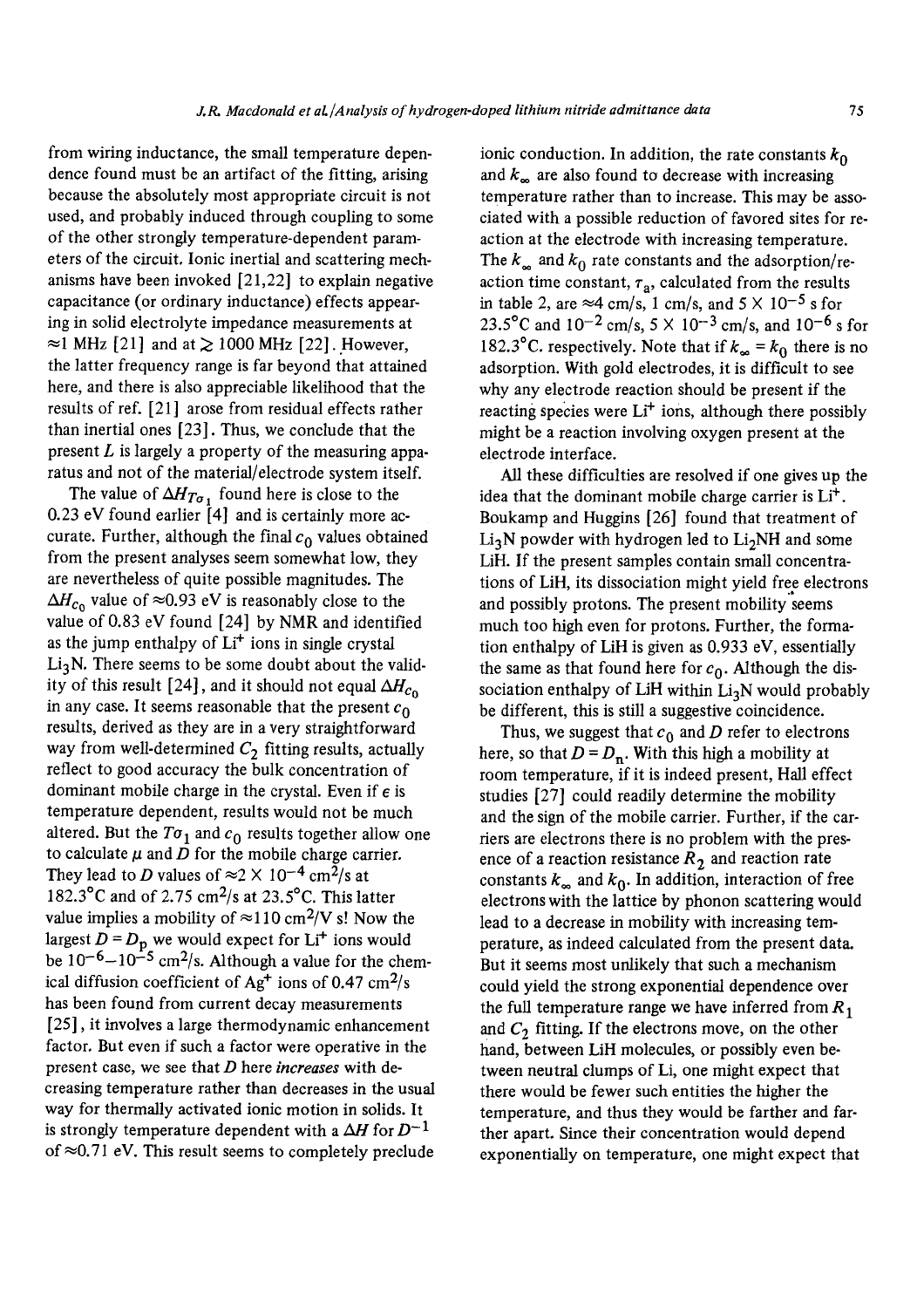from wiring inductance, the small temperature dependence found must be an artifact of the fitting, arising because the absolutely most appropriate circuit is not used, and probably induced through coupling to some of the other strongly temperature-dependent parameters of the circuit. Ionic inertial and scattering mechanisms have been invoked [21,22] to explain negative capacitance (or ordinary inductance) effects appearing in solid electrolyte impedance measurements at ≈1 MHz [21] and at ≳ 1000 MHz [22]. However, the latter frequency range is far beyond that attained here, and there is also appreciable likelihood that the results of ref. [21] arose from residual effects rather than inertial ones [23]. Thus, we conclude that the present $L$ is largely a property of the measuring apparatus and not of the material/electrode system itself.

The value of $\Delta H_{T\sigma_1}$ found here is close to the 0.23 eV found earlier [4] and is certainly more accurate. Further, although the final $c_0$ values obtained from the present analyses seem somewhat low, they are nevertheless of quite possible magnitudes. The $\Delta H_{c_0}$ value of ≈0.93 eV is reasonably close to the value of 0.83 eV found [24] by NMR and identified as the jump enthalpy of $Li^+$ ions in single crystal $Li_3N$. There seems to be some doubt about the validity of this result [24], and it should not equal $\Delta H_{c_0}$ in any case. It seems reasonable that the present $c_0$ results, derived as they are in a very straightforward way from well-determined $C_2$ fitting results, actually reflect to good accuracy the bulk concentration of dominant mobile charge in the crystal. Even if $\epsilon$ is temperature dependent, results would not be much altered. But the $T\sigma_1$ and $c_0$ results together allow one to calculate $\mu$ and $D$ for the mobile charge carrier. They lead to $D$ values of $\approx 2 \times 10^{-4}$ cm²/s at 182.3°C and of 2.75 cm²/s at 23.5°C. This latter value implies a mobility of ≈110 cm²/V s! Now the largest $D = D_p$ we would expect for $Li^+$ ions would be $10^{-6}$–$10^{-5}$ cm²/s. Although a value for the chemical diffusion coefficient of $Ag^+$ ions of 0.47 cm²/s has been found from current decay measurements [25], it involves a large thermodynamic enhancement factor. But even if such a factor were operative in the present case, we see that $D$ here *increases* with decreasing temperature rather than decreases in the usual way for thermally activated ionic motion in solids. It is strongly temperature dependent with a $\Delta H$ for $D^{-1}$ of ≈0.71 eV. This result seems to completely preclude ionic conduction. In addition, the rate constants $k_0$ and $k_\infty$ are also found to decrease with increasing temperature rather than to increase. This may be associated with a possible reduction of favored sites for reaction at the electrode with increasing temperature. The $k_\infty$ and $k_0$ rate constants and the adsorption/reaction time constant, $\tau_a$, calculated from the results in table 2, are ≈4 cm/s, 1 cm/s, and $5 \times 10^{-5}$ s for 23.5°C and $10^{-2}$ cm/s, $5 \times 10^{-3}$ cm/s, and $10^{-6}$ s for 182.3°C. respectively. Note that if $k_\infty = k_0$ there is no adsorption. With gold electrodes, it is difficult to see why any electrode reaction should be present if the reacting species were $Li^+$ ions, although there possibly might be a reaction involving oxygen present at the electrode interface.

All these difficulties are resolved if one gives up the idea that the dominant mobile charge carrier is $Li^+$. Boukamp and Huggins [26] found that treatment of $Li_3N$ powder with hydrogen led to $Li_2NH$ and some LiH. If the present samples contain small concentrations of LiH, its dissociation might yield free electrons and possibly protons. The present mobility seems much too high even for protons. Further, the formation enthalpy of LiH is given as 0.933 eV, essentially the same as that found here for $c_0$. Although the dissociation enthalpy of LiH within $Li_3N$ would probably be different, this is still a suggestive coincidence.

Thus, we suggest that $c_0$ and $D$ refer to electrons here, so that $D = D_n$. With this high a mobility at room temperature, if it is indeed present, Hall effect studies [27] could readily determine the mobility and the sign of the mobile carrier. Further, if the carriers are electrons there is no problem with the presence of a reaction resistance $R_2$ and reaction rate constants $k_\infty$ and $k_0$. In addition, interaction of free electrons with the lattice by phonon scattering would lead to a decrease in mobility with increasing temperature, as indeed calculated from the present data. But it seems most unlikely that such a mechanism could yield the strong exponential dependence over the full temperature range we have inferred from $R_1$ and $C_2$ fitting. If the electrons move, on the other hand, between LiH molecules, or possibly even between neutral clumps of Li, one might expect that there would be fewer such entities the higher the temperature, and thus they would be farther and farther apart. Since their concentration would depend exponentially on temperature, one might expect that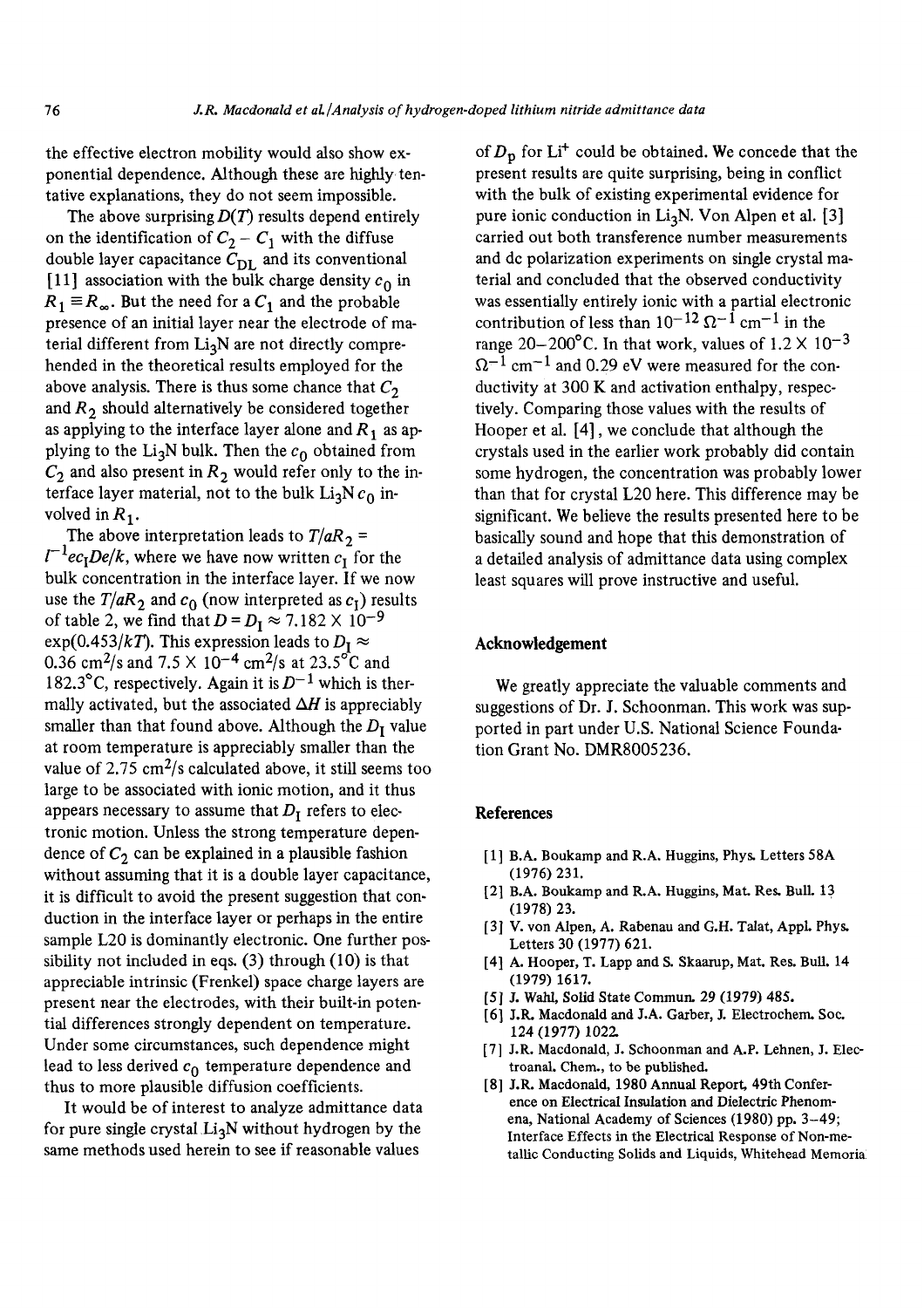the effective electron mobility would also show exponential dependence. Although these are highly tentative explanations, they do not seem impossible.

The above surprising $D(T)$ results depend entirely on the identification of $C_2 - C_1$ with the diffuse double layer capacitance $C_{DL}$ and its conventional [11] association with the bulk charge density $c_0$ in $R_1 \equiv R_\infty$. But the need for a $C_1$ and the probable presence of an initial layer near the electrode of material different from $Li_3N$ are not directly comprehended in the theoretical results employed for the above analysis. There is thus some chance that $C_2$ and $R_2$ should alternatively be considered together as applying to the interface layer alone and $R_1$ as applying to the $Li_3N$ bulk. Then the $c_0$ obtained from $C_2$ and also present in $R_2$ would refer only to the interface layer material, not to the bulk $Li_3N$ $c_0$ involved in $R_1$.

The above interpretation leads to $T/aR_2 = l^{-1}ec_IDe/k$, where we have now written $c_I$ for the bulk concentration in the interface layer. If we now use the $T/aR_2$ and $c_0$ (now interpreted as $c_I$) results of table 2, we find that $D = D_I \approx 7.182 \times 10^{-9} \exp(0.453/kT)$. This expression leads to $D_I \approx 0.36$ cm$^2$/s and $7.5 \times 10^{-4}$ cm$^2$/s at 23.5°C and 182.3°C, respectively. Again it is $D^{-1}$ which is thermally activated, but the associated $\Delta H$ is appreciably smaller than that found above. Although the $D_I$ value at room temperature is appreciably smaller than the value of 2.75 cm$^2$/s calculated above, it still seems too large to be associated with ionic motion, and it thus appears necessary to assume that $D_I$ refers to electronic motion. Unless the strong temperature dependence of $C_2$ can be explained in a plausible fashion without assuming that it is a double layer capacitance, it is difficult to avoid the present suggestion that conduction in the interface layer or perhaps in the entire sample L20 is dominantly electronic. One further possibility not included in eqs. (3) through (10) is that appreciable intrinsic (Frenkel) space charge layers are present near the electrodes, with their built-in potential differences strongly dependent on temperature. Under some circumstances, such dependence might lead to less derived $c_0$ temperature dependence and thus to more plausible diffusion coefficients.

It would be of interest to analyze admittance data for pure single crystal $Li_3N$ without hydrogen by the same methods used herein to see if reasonable values of $D_p$ for $Li^+$ could be obtained. We concede that the present results are quite surprising, being in conflict with the bulk of existing experimental evidence for pure ionic conduction in $Li_3N$. Von Alpen et al. [3] carried out both transference number measurements and dc polarization experiments on single crystal material and concluded that the observed conductivity was essentially entirely ionic with a partial electronic contribution of less than $10^{-12}$ $\Omega^{-1}$ cm$^{-1}$ in the range 20–200°C. In that work, values of $1.2 \times 10^{-3}$ $\Omega^{-1}$ cm$^{-1}$ and 0.29 eV were measured for the conductivity at 300 K and activation enthalpy, respectively. Comparing those values with the results of Hooper et al. [4], we conclude that although the crystals used in the earlier work probably did contain some hydrogen, the concentration was probably lower than that for crystal L20 here. This difference may be significant. We believe the results presented here to be basically sound and hope that this demonstration of a detailed analysis of admittance data using complex least squares will prove instructive and useful.

## Acknowledgement

We greatly appreciate the valuable comments and suggestions of Dr. J. Schoonman. This work was supported in part under U.S. National Science Foundation Grant No. DMR8005236.

## References

[1] B.A. Boukamp and R.A. Huggins, Phys. Letters 58A (1976) 231.

[2] B.A. Boukamp and R.A. Huggins, Mat. Res. Bull. 13 (1978) 23.

[3] V. von Alpen, A. Rabenau and G.H. Talat, Appl. Phys. Letters 30 (1977) 621.

[4] A. Hooper, T. Lapp and S. Skaarup, Mat. Res. Bull. 14 (1979) 1617.

[5] J. Wahl, Solid State Commun. 29 (1979) 485.

[6] J.R. Macdonald and J.A. Garber, J. Electrochem. Soc. 124 (1977) 1022.

[7] J.R. Macdonald, J. Schoonman and A.P. Lehnen, J. Electroanal. Chem., to be published.

[8] J.R. Macdonald, 1980 Annual Report, 49th Conference on Electrical Insulation and Dielectric Phenomena, National Academy of Sciences (1980) pp. 3–49; Interface Effects in the Electrical Response of Non-metallic Conducting Solids and Liquids, Whitehead Memoria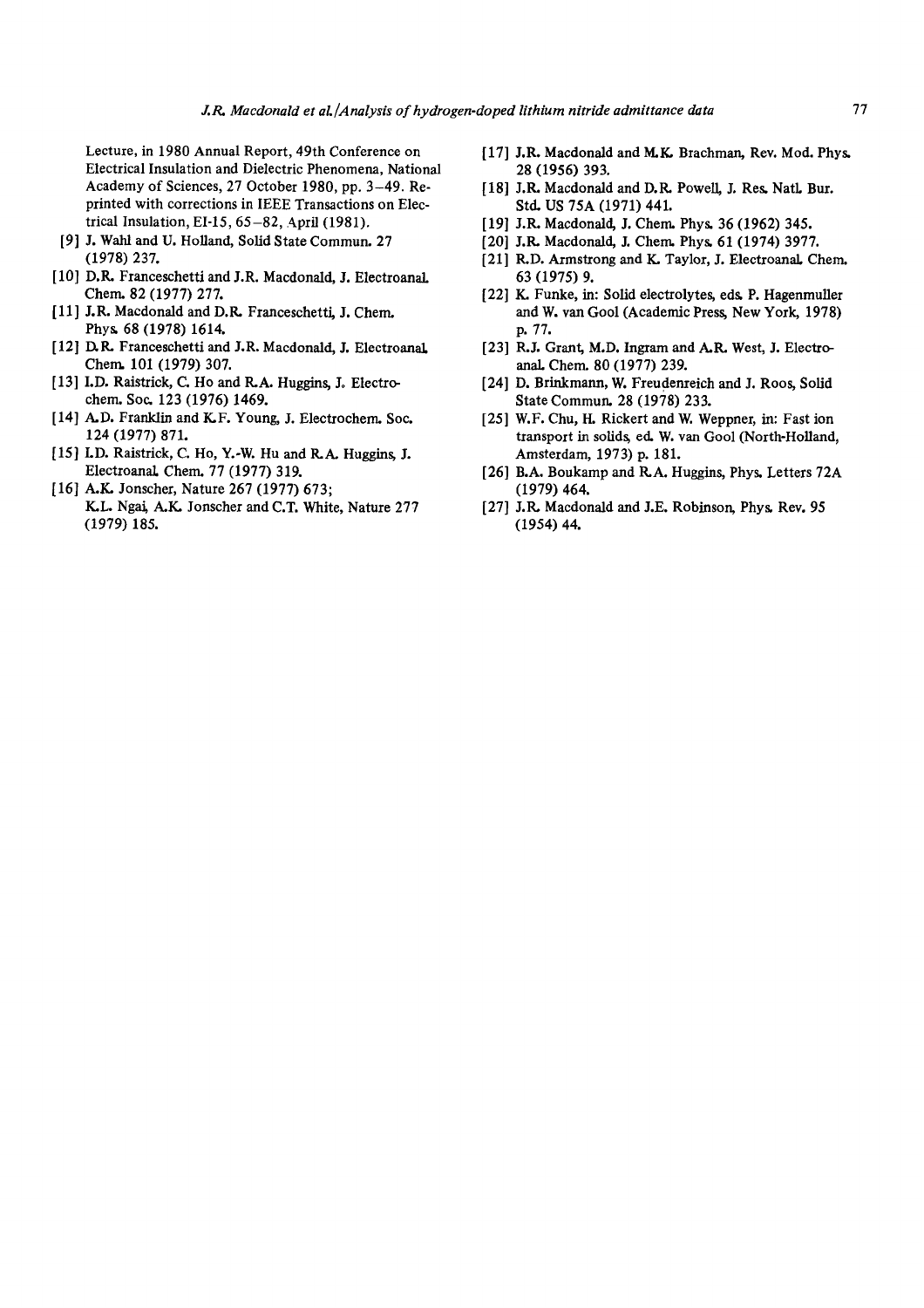Lecture, in 1980 Annual Report, 49th Conference on Electrical Insulation and Dielectric Phenomena, National Academy of Sciences, 27 October 1980, pp. 3–49. Reprinted with corrections in IEEE Transactions on Electrical Insulation, EI-15, 65–82, April (1981).

[9] J. Wahl and U. Holland, Solid State Commun. 27 (1978) 237.

[10] D.R. Franceschetti and J.R. Macdonald, J. Electroanal. Chem. 82 (1977) 277.

[11] J.R. Macdonald and D.R. Franceschetti, J. Chem. Phys. 68 (1978) 1614.

[12] D.R. Franceschetti and J.R. Macdonald, J. Electroanal. Chem. 101 (1979) 307.

[13] I.D. Raistrick, C. Ho and R.A. Huggins, J. Electrochem. Soc. 123 (1976) 1469.

[14] A.D. Franklin and K.F. Young, J. Electrochem. Soc. 124 (1977) 871.

[15] I.D. Raistrick, C. Ho, Y.-W. Hu and R.A. Huggins, J. Electroanal. Chem. 77 (1977) 319.

[16] A.K. Jonscher, Nature 267 (1977) 673; K.L. Ngai, A.K. Jonscher and C.T. White, Nature 277 (1979) 185.

[17] J.R. Macdonald and M.K. Brachman, Rev. Mod. Phys. 28 (1956) 393.

[18] J.R. Macdonald and D.R. Powell, J. Res. Natl. Bur. Std. US 75A (1971) 441.

[19] J.R. Macdonald, J. Chem. Phys. 36 (1962) 345.

[20] J.R. Macdonald, J. Chem. Phys. 61 (1974) 3977.

[21] R.D. Armstrong and K. Taylor, J. Electroanal. Chem. 63 (1975) 9.

[22] K. Funke, in: Solid electrolytes, eds. P. Hagenmuller and W. van Gool (Academic Press, New York, 1978) p. 77.

[23] R.J. Grant, M.D. Ingram and A.R. West, J. Electroanal. Chem. 80 (1977) 239.

[24] D. Brinkmann, W. Freudenreich and J. Roos, Solid State Commun. 28 (1978) 233.

[25] W.F. Chu, H. Rickert and W. Weppner, in: Fast ion transport in solids, ed. W. van Gool (North-Holland, Amsterdam, 1973) p. 181.

[26] B.A. Boukamp and R.A. Huggins, Phys. Letters 72A (1979) 464.

[27] J.R. Macdonald and J.E. Robinson, Phys. Rev. 95 (1954) 44.